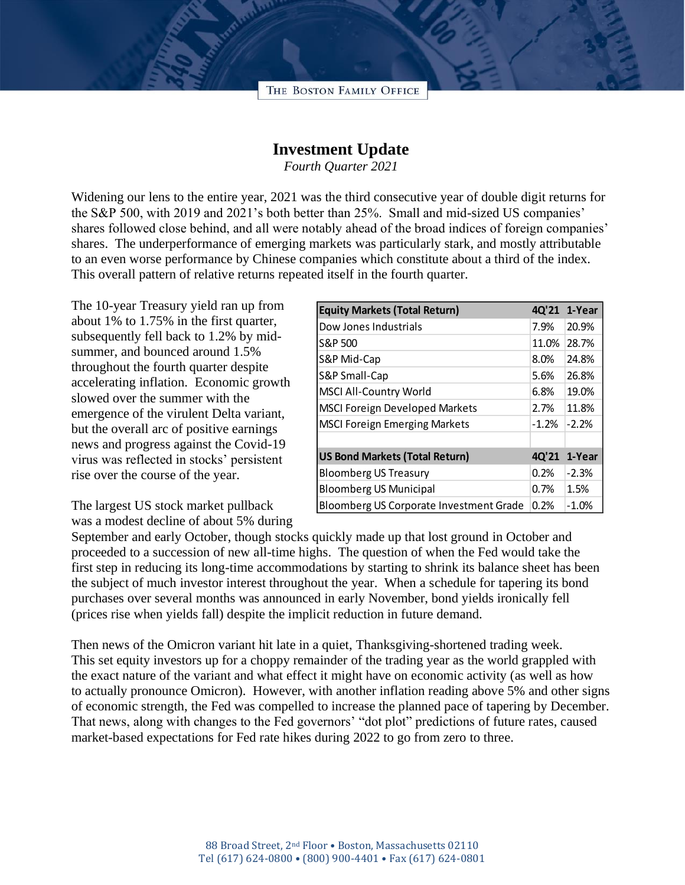THE BOSTON FAMILY OFFICE

# Investment Update

*Fourth Quarter 2021*

Widening our lens to the entire year, 2021 was the third consecutive year of double digit returns for the S&P 500, with 2019 and 2021's both better than 25%. Small and mid-sized US companies' shares followed close behind, and all were notably ahead of the broad indices of foreign companies' shares. The underperformance of emerging markets was particularly stark, and mostly attributable to an even worse performance by Chinese companies which constitute about a third of the index. This overall pattern of relative returns repeated itself in the fourth quarter.

The 10-year Treasury yield ran up from about 1% to 1.75% in the first quarter, subsequently fell back to 1.2% by mid-summer, and bounced around 1.5% throughout the fourth quarter despite accelerating inflation. Economic growth slowed over the summer with the emergence of the virulent Delta variant, but the overall arc of positive earnings news and progress against the Covid-19 virus was reflected in stocks' persistent rise over the course of the year.

| Equity Markets (Total Return) | 4Q'21 | 1-Year |
|---|---|---|
| Dow Jones Industrials | 7.9% | 20.9% |
| S&P 500 | 11.0% | 28.7% |
| S&P Mid-Cap | 8.0% | 24.8% |
| S&P Small-Cap | 5.6% | 26.8% |
| MSCI All-Country World | 6.8% | 19.0% |
| MSCI Foreign Developed Markets | 2.7% | 11.8% |
| MSCI Foreign Emerging Markets | -1.2% | -2.2% |
| | | |
| **US Bond Markets (Total Return)** | **4Q'21** | **1-Year** |
| Bloomberg US Treasury | 0.2% | -2.3% |
| Bloomberg US Municipal | 0.7% | 1.5% |
| Bloomberg US Corporate Investment Grade | 0.2% | -1.0% |

The largest US stock market pullback was a modest decline of about 5% during September and early October, though stocks quickly made up that lost ground in October and proceeded to a succession of new all-time highs. The question of when the Fed would take the first step in reducing its long-time accommodations by starting to shrink its balance sheet has been the subject of much investor interest throughout the year. When a schedule for tapering its bond purchases over several months was announced in early November, bond yields ironically fell (prices rise when yields fall) despite the implicit reduction in future demand.

Then news of the Omicron variant hit late in a quiet, Thanksgiving-shortened trading week. This set equity investors up for a choppy remainder of the trading year as the world grappled with the exact nature of the variant and what effect it might have on economic activity (as well as how to actually pronounce Omicron). However, with another inflation reading above 5% and other signs of economic strength, the Fed was compelled to increase the planned pace of tapering by December. That news, along with changes to the Fed governors' "dot plot" predictions of future rates, caused market-based expectations for Fed rate hikes during 2022 to go from zero to three.

88 Broad Street, 2nd Floor • Boston, Massachusetts 02110
Tel (617) 624-0800 • (800) 900-4401 • Fax (617) 624-0801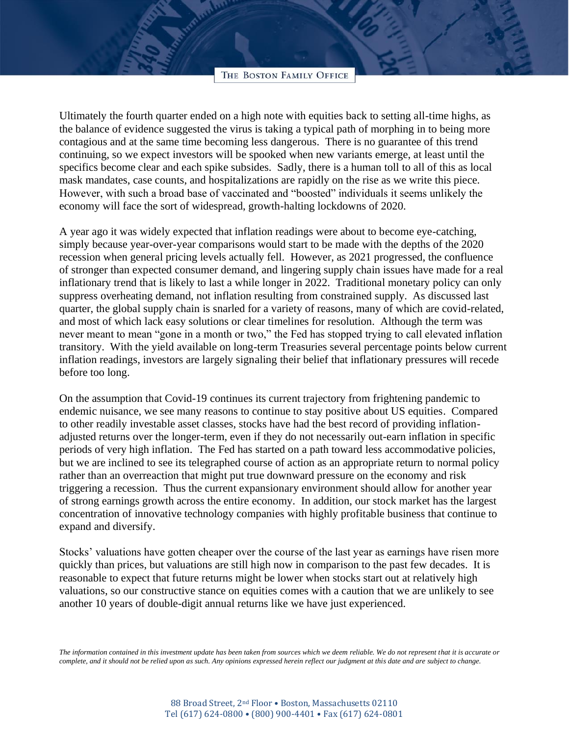Ultimately the fourth quarter ended on a high note with equities back to setting all-time highs, as the balance of evidence suggested the virus is taking a typical path of morphing in to being more contagious and at the same time becoming less dangerous. There is no guarantee of this trend continuing, so we expect investors will be spooked when new variants emerge, at least until the specifics become clear and each spike subsides. Sadly, there is a human toll to all of this as local mask mandates, case counts, and hospitalizations are rapidly on the rise as we write this piece. However, with such a broad base of vaccinated and "boosted" individuals it seems unlikely the economy will face the sort of widespread, growth-halting lockdowns of 2020.

A year ago it was widely expected that inflation readings were about to become eye-catching, simply because year-over-year comparisons would start to be made with the depths of the 2020 recession when general pricing levels actually fell. However, as 2021 progressed, the confluence of stronger than expected consumer demand, and lingering supply chain issues have made for a real inflationary trend that is likely to last a while longer in 2022. Traditional monetary policy can only suppress overheating demand, not inflation resulting from constrained supply. As discussed last quarter, the global supply chain is snarled for a variety of reasons, many of which are covid-related, and most of which lack easy solutions or clear timelines for resolution. Although the term was never meant to mean "gone in a month or two," the Fed has stopped trying to call elevated inflation transitory. With the yield available on long-term Treasuries several percentage points below current inflation readings, investors are largely signaling their belief that inflationary pressures will recede before too long.

On the assumption that Covid-19 continues its current trajectory from frightening pandemic to endemic nuisance, we see many reasons to continue to stay positive about US equities. Compared to other readily investable asset classes, stocks have had the best record of providing inflation-adjusted returns over the longer-term, even if they do not necessarily out-earn inflation in specific periods of very high inflation. The Fed has started on a path toward less accommodative policies, but we are inclined to see its telegraphed course of action as an appropriate return to normal policy rather than an overreaction that might put true downward pressure on the economy and risk triggering a recession. Thus the current expansionary environment should allow for another year of strong earnings growth across the entire economy. In addition, our stock market has the largest concentration of innovative technology companies with highly profitable business that continue to expand and diversify.

Stocks' valuations have gotten cheaper over the course of the last year as earnings have risen more quickly than prices, but valuations are still high now in comparison to the past few decades. It is reasonable to expect that future returns might be lower when stocks start out at relatively high valuations, so our constructive stance on equities comes with a caution that we are unlikely to see another 10 years of double-digit annual returns like we have just experienced.

*The information contained in this investment update has been taken from sources which we deem reliable. We do not represent that it is accurate or complete, and it should not be relied upon as such. Any opinions expressed herein reflect our judgment at this date and are subject to change.*